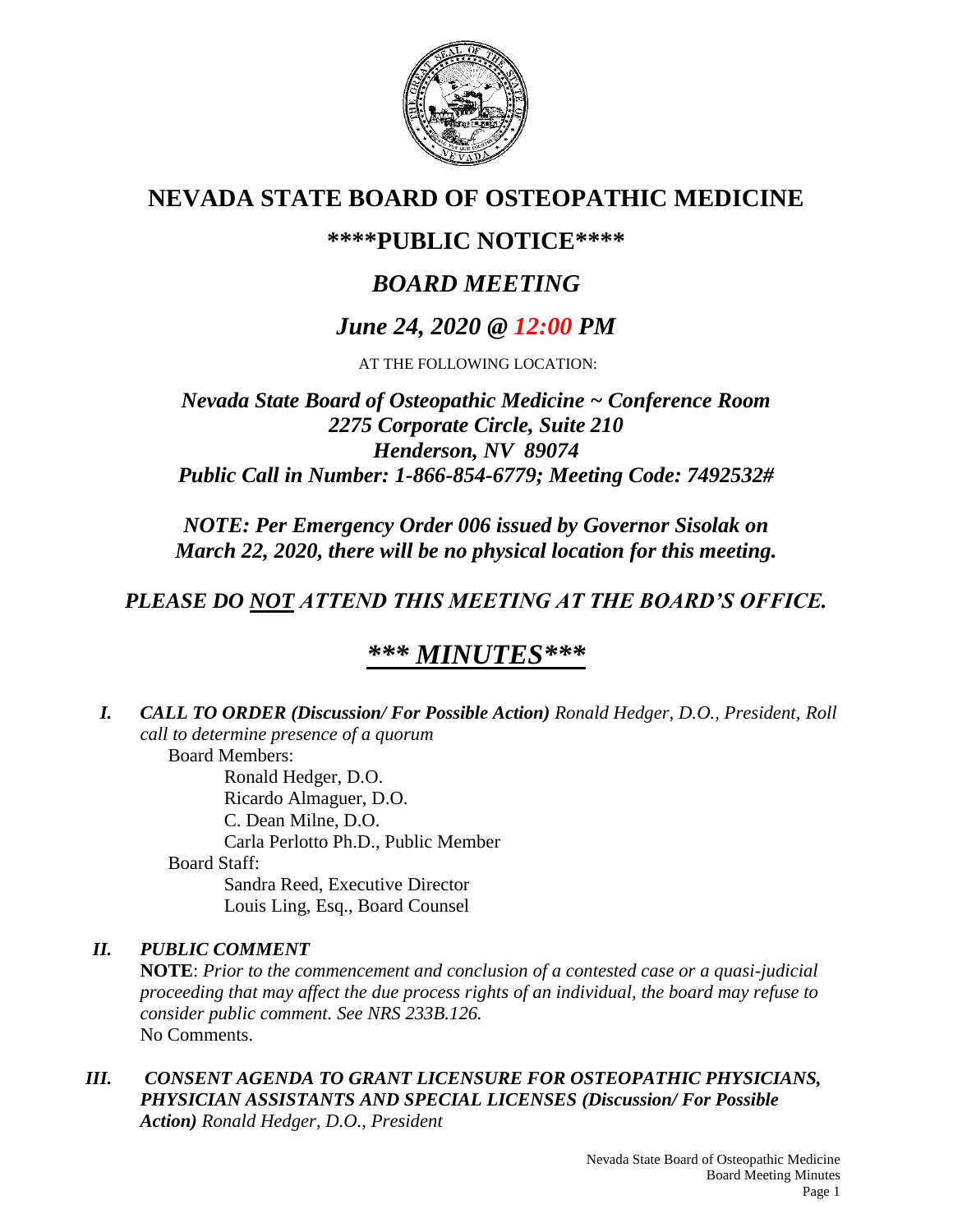# NEVADA STATE BOARD OF OSTEOPATHIC MEDICINE

## \*\*\*\*PUBLIC NOTICE\*\*\*\*

## *BOARD MEETING*

## *June 24, 2020 @ 12:00 PM*

AT THE FOLLOWING LOCATION:

***Nevada State Board of Osteopathic Medicine ~ Conference Room***
***2275 Corporate Circle, Suite 210***
***Henderson, NV 89074***
***Public Call in Number: 1-866-854-6779; Meeting Code: 7492532#***

***NOTE: Per Emergency Order 006 issued by Governor Sisolak on March 22, 2020, there will be no physical location for this meeting.***

***PLEASE DO NOT ATTEND THIS MEETING AT THE BOARD'S OFFICE.***

# ***\*\*\* MINUTES\*\*\****

***I. CALL TO ORDER (Discussion/ For Possible Action)*** *Ronald Hedger, D.O., President, Roll call to determine presence of a quorum*

Board Members:

Ronald Hedger, D.O.
Ricardo Almaguer, D.O.
C. Dean Milne, D.O.
Carla Perlotto Ph.D., Public Member

Board Staff:

Sandra Reed, Executive Director
Louis Ling, Esq., Board Counsel

***II. PUBLIC COMMENT***

**NOTE**: *Prior to the commencement and conclusion of a contested case or a quasi-judicial proceeding that may affect the due process rights of an individual, the board may refuse to consider public comment. See NRS 233B.126.*

No Comments.

***III. CONSENT AGENDA TO GRANT LICENSURE FOR OSTEOPATHIC PHYSICIANS, PHYSICIAN ASSISTANTS AND SPECIAL LICENSES (Discussion/ For Possible Action)*** *Ronald Hedger, D.O., President*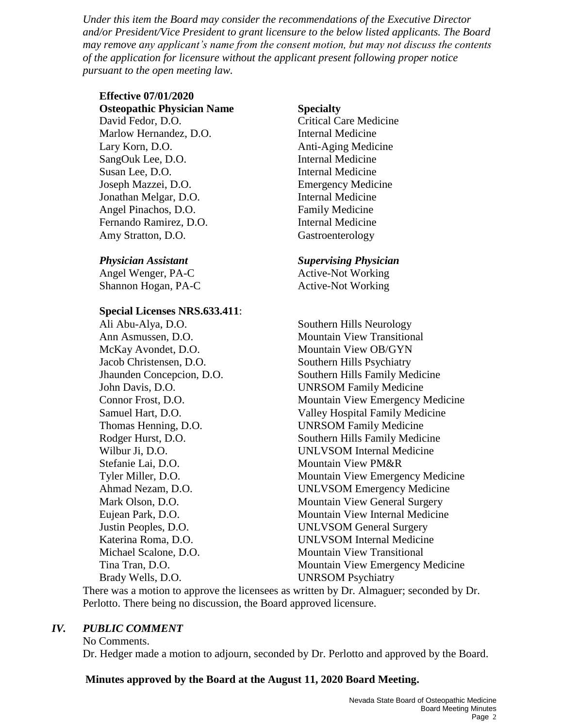*Under this item the Board may consider the recommendations of the Executive Director and/or President/Vice President to grant licensure to the below listed applicants. The Board may remove any applicant's name from the consent motion, but may not discuss the contents of the application for licensure without the applicant present following proper notice pursuant to the open meeting law.*

**Effective 07/01/2020**

| **Osteopathic Physician Name** | **Specialty** |
|---|---|
| David Fedor, D.O. | Critical Care Medicine |
| Marlow Hernandez, D.O. | Internal Medicine |
| Lary Korn, D.O. | Anti-Aging Medicine |
| SangOuk Lee, D.O. | Internal Medicine |
| Susan Lee, D.O. | Internal Medicine |
| Joseph Mazzei, D.O. | Emergency Medicine |
| Jonathan Melgar, D.O. | Internal Medicine |
| Angel Pinachos, D.O. | Family Medicine |
| Fernando Ramirez, D.O. | Internal Medicine |
| Amy Stratton, D.O. | Gastroenterology |

| ***Physician Assistant*** | ***Supervising Physician*** |
|---|---|
| Angel Wenger, PA-C | Active-Not Working |
| Shannon Hogan, PA-C | Active-Not Working |

**Special Licenses NRS.633.411**:

| | |
|---|---|
| Ali Abu-Alya, D.O. | Southern Hills Neurology |
| Ann Asmussen, D.O. | Mountain View Transitional |
| McKay Avondet, D.O. | Mountain View OB/GYN |
| Jacob Christensen, D.O. | Southern Hills Psychiatry |
| Jhaunden Concepcion, D.O. | Southern Hills Family Medicine |
| John Davis, D.O. | UNRSOM Family Medicine |
| Connor Frost, D.O. | Mountain View Emergency Medicine |
| Samuel Hart, D.O. | Valley Hospital Family Medicine |
| Thomas Henning, D.O. | UNRSOM Family Medicine |
| Rodger Hurst, D.O. | Southern Hills Family Medicine |
| Wilbur Ji, D.O. | UNLVSOM Internal Medicine |
| Stefanie Lai, D.O. | Mountain View PM&R |
| Tyler Miller, D.O. | Mountain View Emergency Medicine |
| Ahmad Nezam, D.O. | UNLVSOM Emergency Medicine |
| Mark Olson, D.O. | Mountain View General Surgery |
| Eujean Park, D.O. | Mountain View Internal Medicine |
| Justin Peoples, D.O. | UNLVSOM General Surgery |
| Katerina Roma, D.O. | UNLVSOM Internal Medicine |
| Michael Scalone, D.O. | Mountain View Transitional |
| Tina Tran, D.O. | Mountain View Emergency Medicine |
| Brady Wells, D.O. | UNRSOM Psychiatry |

There was a motion to approve the licensees as written by Dr. Almaguer; seconded by Dr. Perlotto. There being no discussion, the Board approved licensure.

## *IV. PUBLIC COMMENT*

No Comments.

Dr. Hedger made a motion to adjourn, seconded by Dr. Perlotto and approved by the Board.

**Minutes approved by the Board at the August 11, 2020 Board Meeting.**